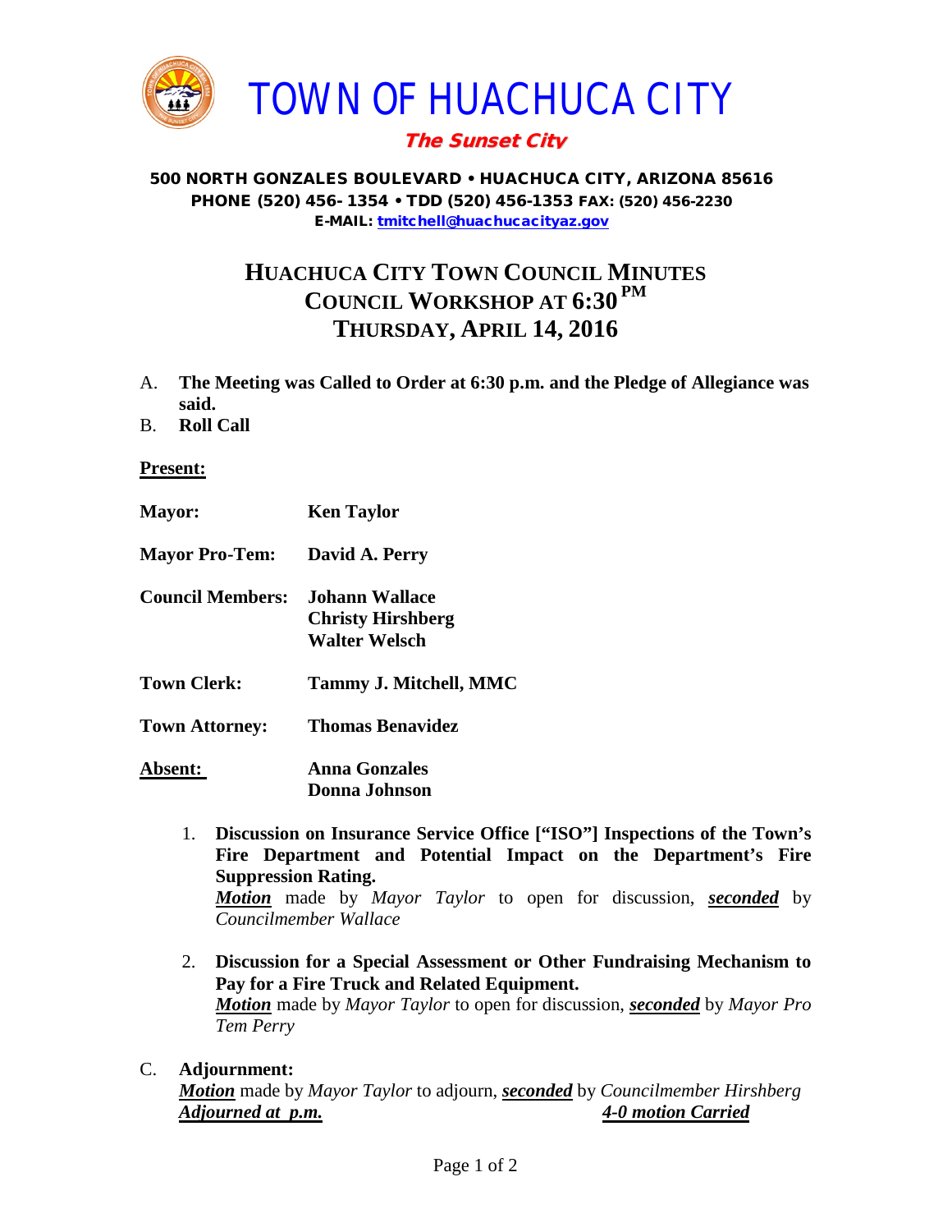# TOWN OF HUACHUCA CITY

***The Sunset City***

**500 NORTH GONZALES BOULEVARD • HUACHUCA CITY, ARIZONA 85616**
**PHONE (520) 456- 1354 • TDD (520) 456-1353 FAX: (520) 456-2230**
**E-MAIL: tmitchell@huachucacityaz.gov**

## HUACHUCA CITY TOWN COUNCIL MINUTES
## COUNCIL WORKSHOP AT 6:30 PM
## THURSDAY, APRIL 14, 2016

A. **The Meeting was Called to Order at 6:30 p.m. and the Pledge of Allegiance was said.**

B. **Roll Call**

**Present:**

**Mayor:** **Ken Taylor**

**Mayor Pro-Tem:** **David A. Perry**

**Council Members:** **Johann Wallace**
**Christy Hirshberg**
**Walter Welsch**

**Town Clerk:** **Tammy J. Mitchell, MMC**

**Town Attorney:** **Thomas Benavidez**

**Absent:** **Anna Gonzales**
**Donna Johnson**

1. **Discussion on Insurance Service Office ["ISO"] Inspections of the Town's Fire Department and Potential Impact on the Department's Fire Suppression Rating.**
   ***Motion*** made by *Mayor Taylor* to open for discussion, ***seconded*** by *Councilmember Wallace*

2. **Discussion for a Special Assessment or Other Fundraising Mechanism to Pay for a Fire Truck and Related Equipment.**
   ***Motion*** made by *Mayor Taylor* to open for discussion, ***seconded*** by *Mayor Pro Tem Perry*

C. **Adjournment:**
   ***Motion*** made by *Mayor Taylor* to adjourn, ***seconded*** by *Councilmember Hirshberg*
   ***Adjourned at p.m.*** ***4-0 motion Carried***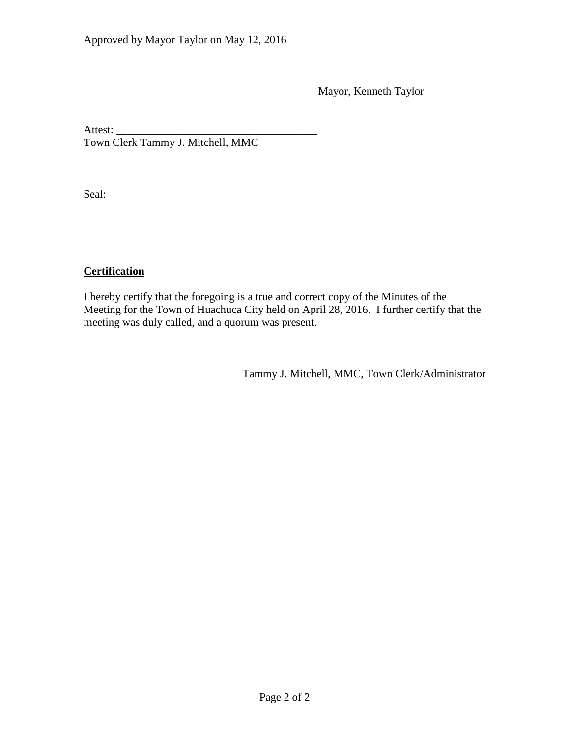Approved by Mayor Taylor on May 12, 2016

\_\_\_\_\_\_\_\_\_\_\_\_\_\_\_\_\_\_\_\_\_\_\_\_\_\_\_\_\_\_\_\_\_\_\_\_\_

Mayor, Kenneth Taylor

Attest: \_\_\_\_\_\_\_\_\_\_\_\_\_\_\_\_\_\_\_\_\_\_\_\_\_\_\_\_\_\_\_\_\_\_\_\_\_

Town Clerk Tammy J. Mitchell, MMC

Seal:

**Certification**

I hereby certify that the foregoing is a true and correct copy of the Minutes of the Meeting for the Town of Huachuca City held on April 28, 2016. I further certify that the meeting was duly called, and a quorum was present.

\_\_\_\_\_\_\_\_\_\_\_\_\_\_\_\_\_\_\_\_\_\_\_\_\_\_\_\_\_\_\_\_\_\_\_\_\_\_\_\_\_\_\_\_\_\_\_\_

Tammy J. Mitchell, MMC, Town Clerk/Administrator